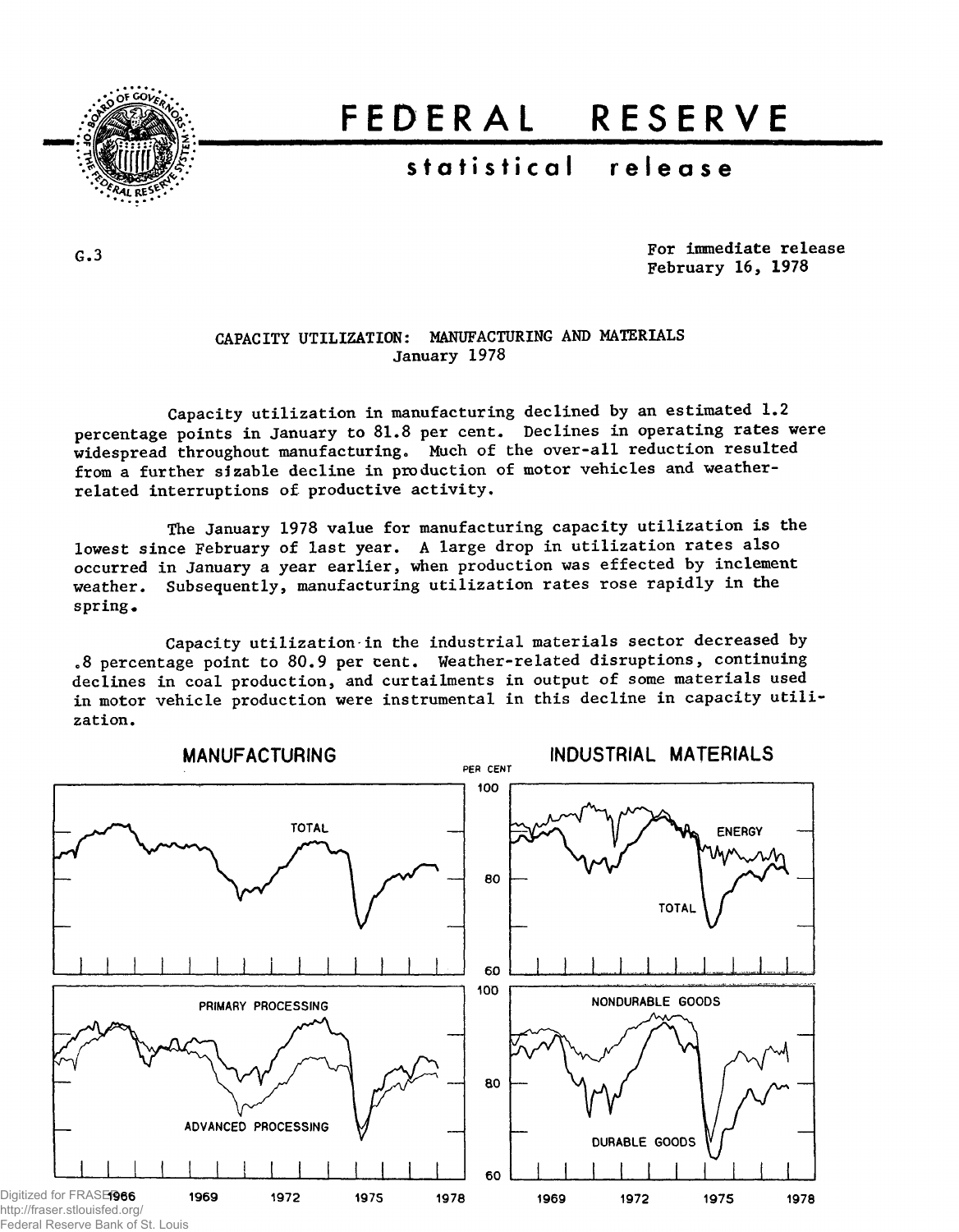# FEDERAL RESERVE

## statistical release

G.3

For immediate release
February 16, 1978

### CAPACITY UTILIZATION: MANUFACTURING AND MATERIALS
January 1978

Capacity utilization in manufacturing declined by an estimated 1.2 percentage points in January to 81.8 per cent. Declines in operating rates were widespread throughout manufacturing. Much of the over-all reduction resulted from a further sizable decline in production of motor vehicles and weather-related interruptions of productive activity.

The January 1978 value for manufacturing capacity utilization is the lowest since February of last year. A large drop in utilization rates also occurred in January a year earlier, when production was effected by inclement weather. Subsequently, manufacturing utilization rates rose rapidly in the spring.

Capacity utilization in the industrial materials sector decreased by .8 percentage point to 80.9 per cent. Weather-related disruptions, continuing declines in coal production, and curtailments in output of some materials used in motor vehicle production were instrumental in this decline in capacity utilization.

MANUFACTURING

INDUSTRIAL MATERIALS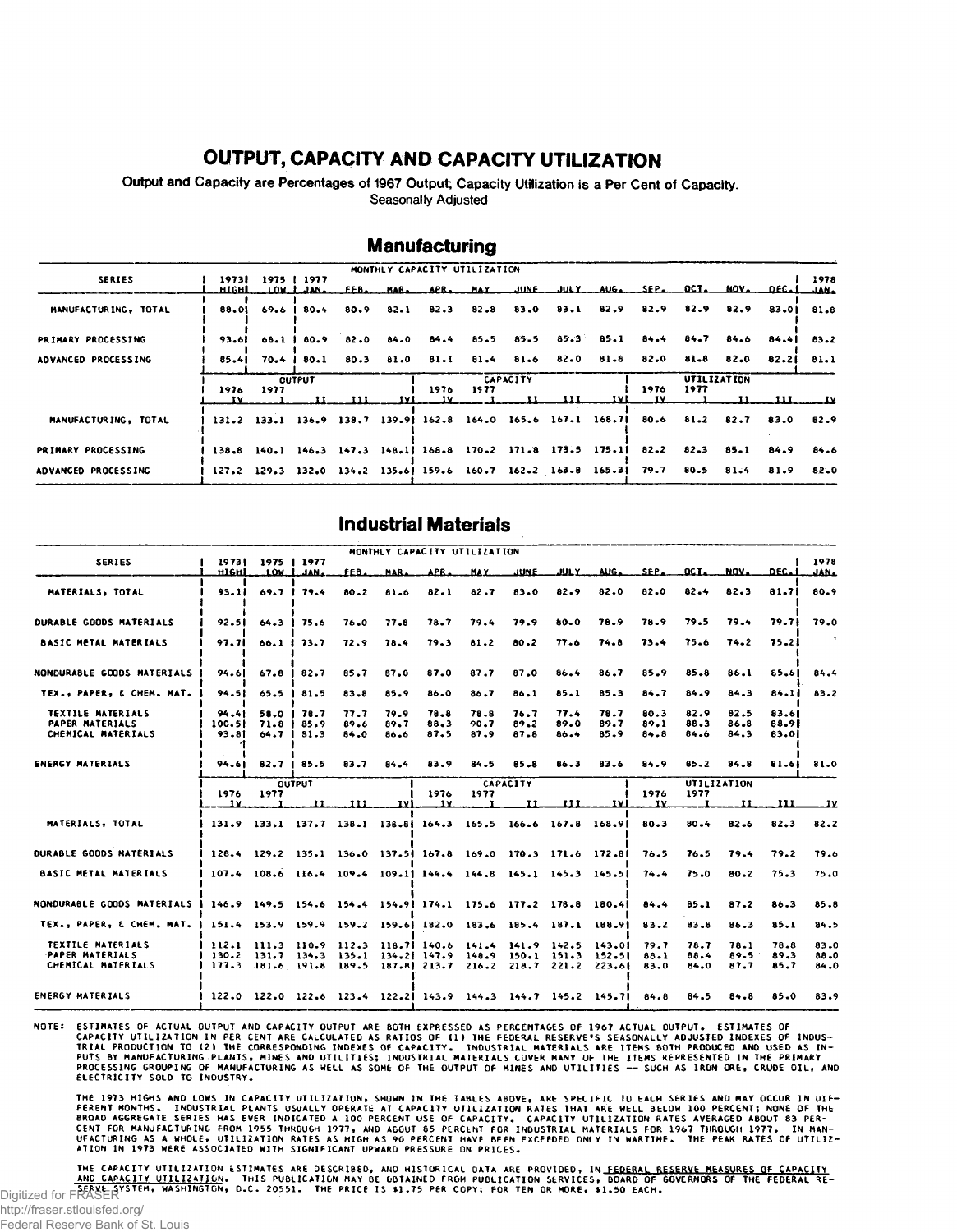# OUTPUT, CAPACITY AND CAPACITY UTILIZATION

Output and Capacity are Percentages of 1967 Output; Capacity Utilization is a Per Cent of Capacity.
Seasonally Adjusted

## Manufacturing

| SERIES | 1973 HIGH | 1975 LOW | 1977 JAN. | FEB. | MAR. | APR. | MAY | JUNE | JULY | AUG. | SEP. | OCT. | NOV. | DEC. | 1978 JAN. |
|---|---|---|---|---|---|---|---|---|---|---|---|---|---|---|---|
| MANUFACTURING, TOTAL | 88.0 | 69.6 | 80.4 | 80.9 | 82.1 | 82.3 | 82.8 | 83.0 | 83.1 | 82.9 | 82.9 | 82.9 | 82.9 | 83.0 | 81.8 |
| PRIMARY PROCESSING | 93.6 | 66.1 | 80.9 | 82.0 | 84.0 | 84.4 | 85.5 | 85.5 | 85.3 | 85.1 | 84.4 | 84.7 | 84.6 | 84.4 | 83.2 |
| ADVANCED PROCESSING | 85.4 | 70.4 | 80.1 | 80.3 | 81.0 | 81.1 | 81.4 | 81.6 | 82.0 | 81.8 | 82.0 | 81.8 | 82.0 | 82.2 | 81.1 |

| | OUTPUT 1976 IV | 1977 I | II | III | IV | CAPACITY 1976 IV | 1977 I | II | III | IV | UTILIZATION 1976 IV | 1977 I | II | III | IV |
|---|---|---|---|---|---|---|---|---|---|---|---|---|---|---|---|
| MANUFACTURING, TOTAL | 131.2 | 133.1 | 136.9 | 138.7 | 139.9 | 162.8 | 164.0 | 165.6 | 167.1 | 168.7 | 80.6 | 81.2 | 82.7 | 83.0 | 82.9 |
| PRIMARY PROCESSING | 138.8 | 140.1 | 146.3 | 147.3 | 148.1 | 168.8 | 170.2 | 171.8 | 173.5 | 175.1 | 82.2 | 82.3 | 85.1 | 84.9 | 84.6 |
| ADVANCED PROCESSING | 127.2 | 129.3 | 132.0 | 134.2 | 135.6 | 159.6 | 160.7 | 162.2 | 163.8 | 165.3 | 79.7 | 80.5 | 81.4 | 81.9 | 82.0 |

## Industrial Materials

| SERIES | 1973 HIGH | 1975 LOW | 1977 JAN. | FEB. | MAR. | APR. | MAY | JUNE | JULY | AUG. | SEP. | OCT. | NOV. | DEC. | 1978 JAN. |
|---|---|---|---|---|---|---|---|---|---|---|---|---|---|---|---|
| MATERIALS, TOTAL | 93.1 | 69.7 | 79.4 | 80.2 | 81.6 | 82.1 | 82.7 | 83.0 | 82.9 | 82.0 | 82.0 | 82.4 | 82.3 | 81.7 | 80.9 |
| DURABLE GOODS MATERIALS | 92.5 | 64.3 | 75.6 | 76.0 | 77.8 | 78.7 | 79.4 | 79.9 | 80.0 | 78.9 | 78.9 | 79.5 | 79.4 | 79.7 | 79.0 |
| BASIC METAL MATERIALS | 97.7 | 66.1 | 73.7 | 72.9 | 78.4 | 79.3 | 81.2 | 80.2 | 77.6 | 74.8 | 73.4 | 75.6 | 74.2 | 75.2 | |
| NONDURABLE GOODS MATERIALS | 94.6 | 67.8 | 82.7 | 85.7 | 87.0 | 87.0 | 87.7 | 87.0 | 86.4 | 86.7 | 85.9 | 85.8 | 86.1 | 85.6 | 84.4 |
| TEX., PAPER, & CHEM. MAT. | 94.5 | 65.5 | 81.5 | 83.8 | 85.9 | 86.0 | 86.7 | 86.1 | 85.1 | 85.3 | 84.7 | 84.9 | 84.3 | 84.1 | 83.2 |
| TEXTILE MATERIALS | 94.4 | 58.0 | 78.7 | 77.7 | 79.9 | 78.8 | 78.8 | 76.7 | 77.4 | 78.7 | 80.3 | 82.9 | 82.5 | 83.6 | |
| PAPER MATERIALS | 100.5 | 71.8 | 85.9 | 89.6 | 89.7 | 88.3 | 90.7 | 89.2 | 89.0 | 89.7 | 89.1 | 88.3 | 86.8 | 88.9 | |
| CHEMICAL MATERIALS | 93.8 | 64.7 | 81.3 | 84.0 | 86.6 | 87.5 | 87.9 | 87.8 | 86.4 | 85.9 | 84.8 | 84.6 | 84.3 | 83.0 | |
| ENERGY MATERIALS | 94.6 | 82.7 | 85.5 | 83.7 | 84.4 | 83.9 | 84.5 | 85.8 | 86.3 | 83.6 | 84.9 | 85.2 | 84.8 | 81.6 | 81.0 |

| | OUTPUT 1976 IV | 1977 I | II | III | IV | CAPACITY 1976 IV | 1977 I | II | III | IV | UTILIZATION 1976 IV | 1977 I | II | III | IV |
|---|---|---|---|---|---|---|---|---|---|---|---|---|---|---|---|
| MATERIALS, TOTAL | 131.9 | 133.1 | 137.7 | 138.1 | 138.8 | 164.3 | 165.5 | 166.6 | 167.8 | 168.9 | 80.3 | 80.4 | 82.6 | 82.3 | 82.2 |
| DURABLE GOODS MATERIALS | 128.4 | 129.2 | 135.1 | 136.0 | 137.5 | 167.8 | 169.0 | 170.3 | 171.6 | 172.8 | 76.5 | 76.5 | 79.4 | 79.2 | 79.6 |
| BASIC METAL MATERIALS | 107.4 | 108.6 | 116.4 | 109.4 | 109.1 | 144.4 | 144.8 | 145.1 | 145.3 | 145.5 | 74.4 | 75.0 | 80.2 | 75.3 | 75.0 |
| NONDURABLE GOODS MATERIALS | 146.9 | 149.5 | 154.6 | 154.4 | 154.9 | 174.1 | 175.6 | 177.2 | 178.8 | 180.4 | 84.4 | 85.1 | 87.2 | 86.3 | 85.8 |
| TEX., PAPER, & CHEM. MAT. | 151.4 | 153.9 | 159.9 | 159.2 | 159.6 | 182.0 | 183.6 | 185.4 | 187.1 | 188.9 | 83.2 | 83.8 | 86.3 | 85.1 | 84.5 |
| TEXTILE MATERIALS | 112.1 | 111.3 | 110.9 | 112.3 | 118.7 | 140.6 | 141.4 | 141.9 | 142.5 | 143.0 | 79.7 | 78.7 | 78.1 | 78.8 | 83.0 |
| PAPER MATERIALS | 130.2 | 131.7 | 134.3 | 135.1 | 134.2 | 147.9 | 148.9 | 150.1 | 151.3 | 152.5 | 88.1 | 88.4 | 89.5 | 89.3 | 88.0 |
| CHEMICAL MATERIALS | 177.3 | 181.6 | 191.8 | 189.5 | 187.8 | 213.7 | 216.2 | 218.7 | 221.2 | 223.6 | 83.0 | 84.0 | 87.7 | 85.7 | 84.0 |
| ENERGY MATERIALS | 122.0 | 122.0 | 122.6 | 123.4 | 122.2 | 143.9 | 144.3 | 144.7 | 145.2 | 145.7 | 84.8 | 84.5 | 84.8 | 85.0 | 83.9 |

NOTE: ESTIMATES OF ACTUAL OUTPUT AND CAPACITY OUTPUT ARE BOTH EXPRESSED AS PERCENTAGES OF 1967 ACTUAL OUTPUT. ESTIMATES OF CAPACITY UTILIZATION IN PER CENT ARE CALCULATED AS RATIOS OF (1) THE FEDERAL RESERVE'S SEASONALLY ADJUSTED INDEXES OF INDUSTRIAL PRODUCTION TO (2) THE CORRESPONDING INDEXES OF CAPACITY. INDUSTRIAL MATERIALS ARE ITEMS BOTH PRODUCED AND USED AS INPUTS BY MANUFACTURING PLANTS, MINES AND UTILITIES; INDUSTRIAL MATERIALS COVER MANY OF THE ITEMS REPRESENTED IN THE PRIMARY PROCESSING GROUPING OF MANUFACTURING AS WELL AS SOME OF THE OUTPUT OF MINES AND UTILITIES -- SUCH AS IRON ORE, CRUDE OIL, AND ELECTRICITY SOLD TO INDUSTRY.

THE 1973 HIGHS AND LOWS IN CAPACITY UTILIZATION, SHOWN IN THE TABLES ABOVE, ARE SPECIFIC TO EACH SERIES AND MAY OCCUR IN DIFFERENT MONTHS. INDUSTRIAL PLANTS USUALLY OPERATE AT CAPACITY UTILIZATION RATES THAT ARE WELL BELOW 100 PERCENT; NONE OF THE BROAD AGGREGATE SERIES HAS EVER INDICATED A 100 PERCENT USE OF CAPACITY. CAPACITY UTILIZATION RATES AVERAGED ABOUT 83 PERCENT FOR MANUFACTURING FROM 1955 THROUGH 1977, AND ABOUT 85 PERCENT FOR INDUSTRIAL MATERIALS FOR 1967 THROUGH 1977. IN MANUFACTURING AS A WHOLE, UTILIZATION RATES AS HIGH AS 90 PERCENT HAVE BEEN EXCEEDED ONLY IN WARTIME. THE PEAK RATES OF UTILIZATION IN 1973 WERE ASSOCIATED WITH SIGNIFICANT UPWARD PRESSURE ON PRICES.

THE CAPACITY UTILIZATION ESTIMATES ARE DESCRIBED, AND HISTORICAL DATA ARE PROVIDED, IN FEDERAL RESERVE MEASURES OF CAPACITY AND CAPACITY UTILIZATION. THIS PUBLICATION MAY BE OBTAINED FROM PUBLICATION SERVICES, BOARD OF GOVERNORS OF THE FEDERAL RESERVE SYSTEM, WASHINGTON, D.C. 20551. THE PRICE IS $1.75 PER COPY; FOR TEN OR MORE, $1.50 EACH.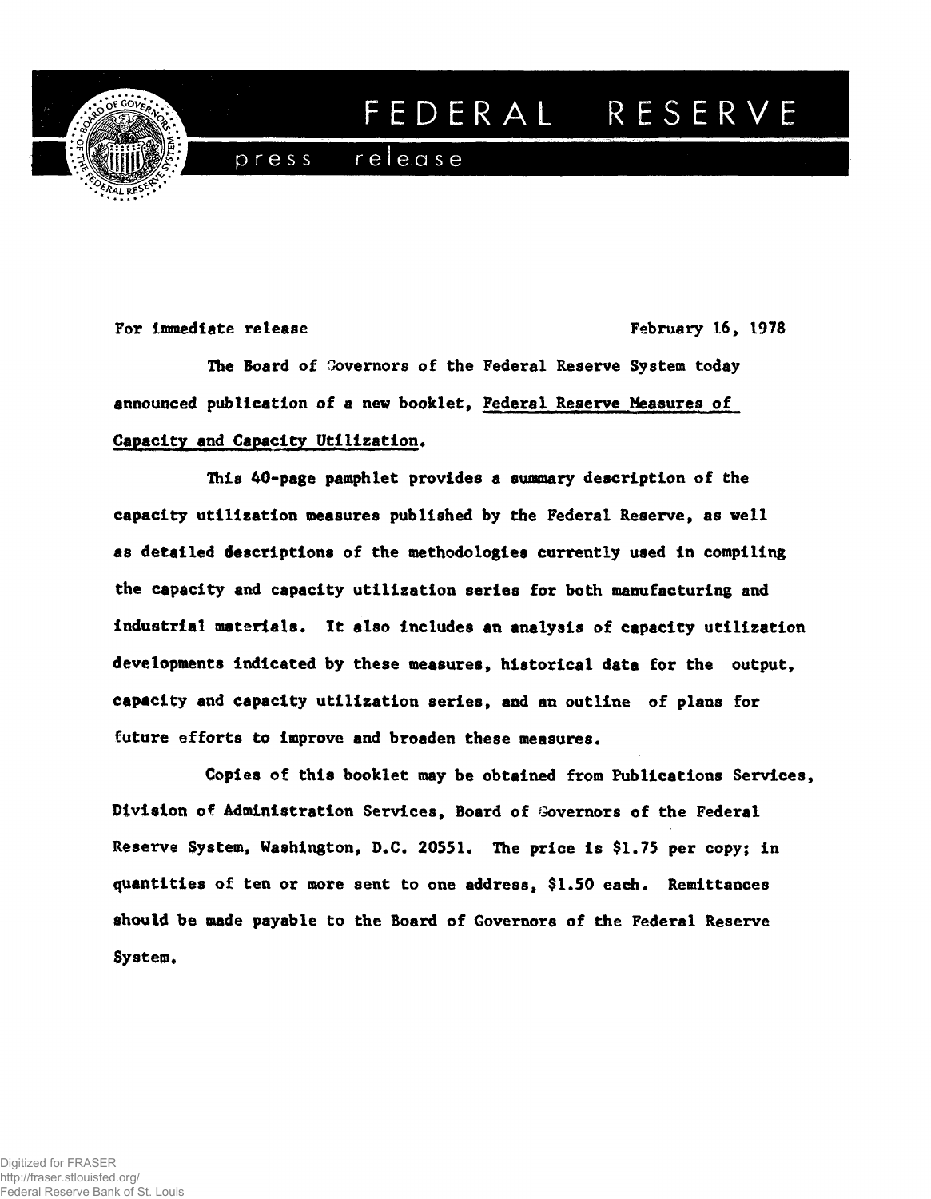# FEDERAL RESERVE

press release

For immediate release February 16, 1978

The Board of Governors of the Federal Reserve System today announced publication of a new booklet, Federal Reserve Measures of Capacity and Capacity Utilization.

This 40-page pamphlet provides a summary description of the capacity utilization measures published by the Federal Reserve, as well as detailed descriptions of the methodologies currently used in compiling the capacity and capacity utilization series for both manufacturing and industrial materials. It also includes an analysis of capacity utilization developments indicated by these measures, historical data for the output, capacity and capacity utilization series, and an outline of plans for future efforts to improve and broaden these measures.

Copies of this booklet may be obtained from Publications Services, Division of Administration Services, Board of Governors of the Federal Reserve System, Washington, D.C. 20551. The price is $1.75 per copy; in quantities of ten or more sent to one address, $1.50 each. Remittances should be made payable to the Board of Governors of the Federal Reserve System.